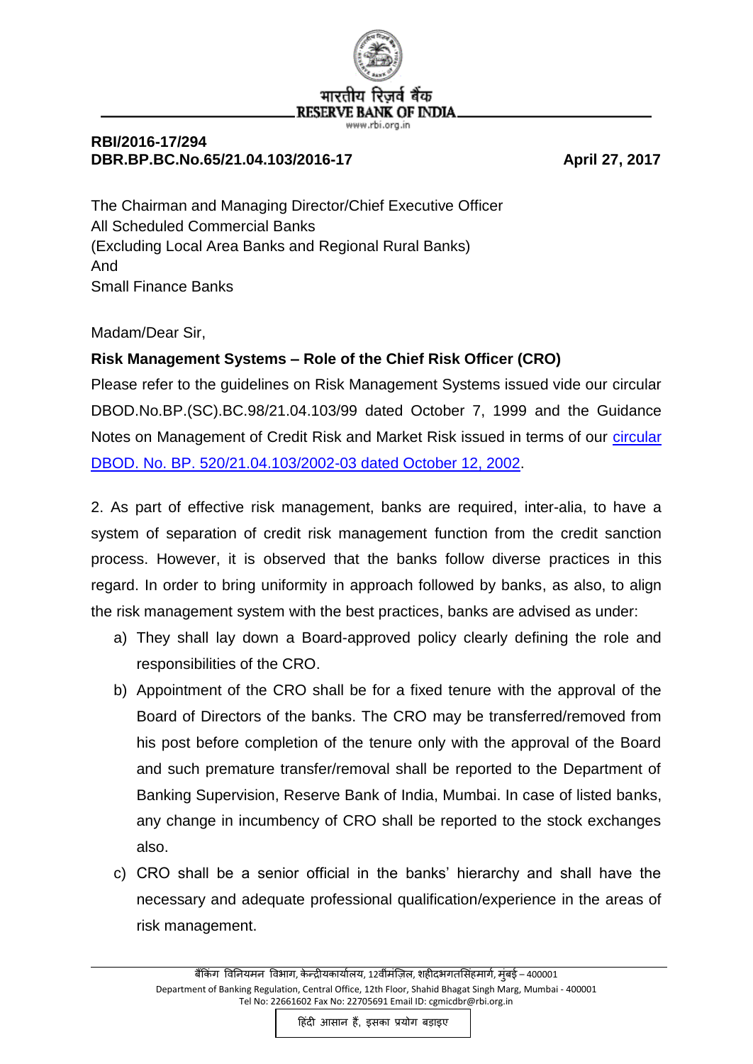भारतीय रिज़र्व बैंक
RESERVE BANK OF INDIA
www.rbi.org.in

**RBI/2016-17/294**
**DBR.BP.BC.No.65/21.04.103/2016-17** **April 27, 2017**

The Chairman and Managing Director/Chief Executive Officer
All Scheduled Commercial Banks
(Excluding Local Area Banks and Regional Rural Banks)
And
Small Finance Banks

Madam/Dear Sir,

**Risk Management Systems – Role of the Chief Risk Officer (CRO)**

Please refer to the guidelines on Risk Management Systems issued vide our circular DBOD.No.BP.(SC).BC.98/21.04.103/99 dated October 7, 1999 and the Guidance Notes on Management of Credit Risk and Market Risk issued in terms of our circular DBOD. No. BP. 520/21.04.103/2002-03 dated October 12, 2002.

2. As part of effective risk management, banks are required, inter-alia, to have a system of separation of credit risk management function from the credit sanction process. However, it is observed that the banks follow diverse practices in this regard. In order to bring uniformity in approach followed by banks, as also, to align the risk management system with the best practices, banks are advised as under:

a) They shall lay down a Board-approved policy clearly defining the role and responsibilities of the CRO.

b) Appointment of the CRO shall be for a fixed tenure with the approval of the Board of Directors of the banks. The CRO may be transferred/removed from his post before completion of the tenure only with the approval of the Board and such premature transfer/removal shall be reported to the Department of Banking Supervision, Reserve Bank of India, Mumbai. In case of listed banks, any change in incumbency of CRO shall be reported to the stock exchanges also.

c) CRO shall be a senior official in the banks' hierarchy and shall have the necessary and adequate professional qualification/experience in the areas of risk management.

बैंकिंग विनियमन विभाग, केन्द्रीयकार्यालय, 12वींमंज़िल, शहीदभगतसिंहमार्ग, मुंबई – 400001
Department of Banking Regulation, Central Office, 12th Floor, Shahid Bhagat Singh Marg, Mumbai - 400001
Tel No: 22661602 Fax No: 22705691 Email ID: cgmicdbr@rbi.org.in

हिंदी आसान है, इसका प्रयोग बढ़ाइए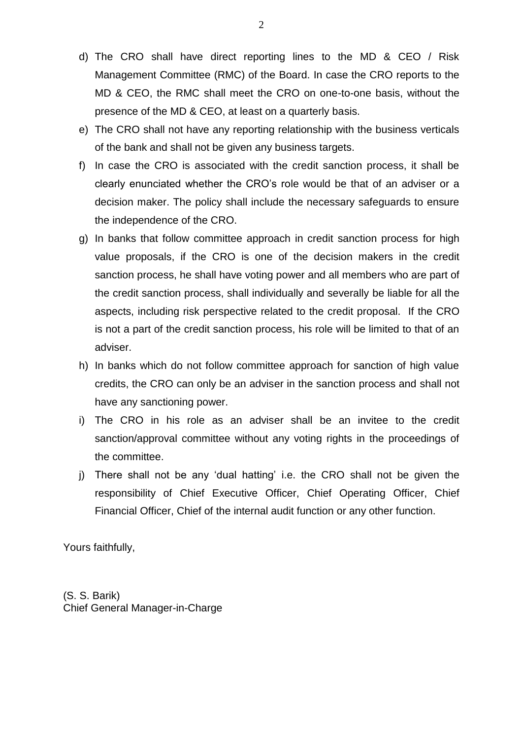d) The CRO shall have direct reporting lines to the MD & CEO / Risk Management Committee (RMC) of the Board. In case the CRO reports to the MD & CEO, the RMC shall meet the CRO on one-to-one basis, without the presence of the MD & CEO, at least on a quarterly basis.

e) The CRO shall not have any reporting relationship with the business verticals of the bank and shall not be given any business targets.

f) In case the CRO is associated with the credit sanction process, it shall be clearly enunciated whether the CRO's role would be that of an adviser or a decision maker. The policy shall include the necessary safeguards to ensure the independence of the CRO.

g) In banks that follow committee approach in credit sanction process for high value proposals, if the CRO is one of the decision makers in the credit sanction process, he shall have voting power and all members who are part of the credit sanction process, shall individually and severally be liable for all the aspects, including risk perspective related to the credit proposal. If the CRO is not a part of the credit sanction process, his role will be limited to that of an adviser.

h) In banks which do not follow committee approach for sanction of high value credits, the CRO can only be an adviser in the sanction process and shall not have any sanctioning power.

i) The CRO in his role as an adviser shall be an invitee to the credit sanction/approval committee without any voting rights in the proceedings of the committee.

j) There shall not be any 'dual hatting' i.e. the CRO shall not be given the responsibility of Chief Executive Officer, Chief Operating Officer, Chief Financial Officer, Chief of the internal audit function or any other function.

Yours faithfully,

(S. S. Barik)
Chief General Manager-in-Charge